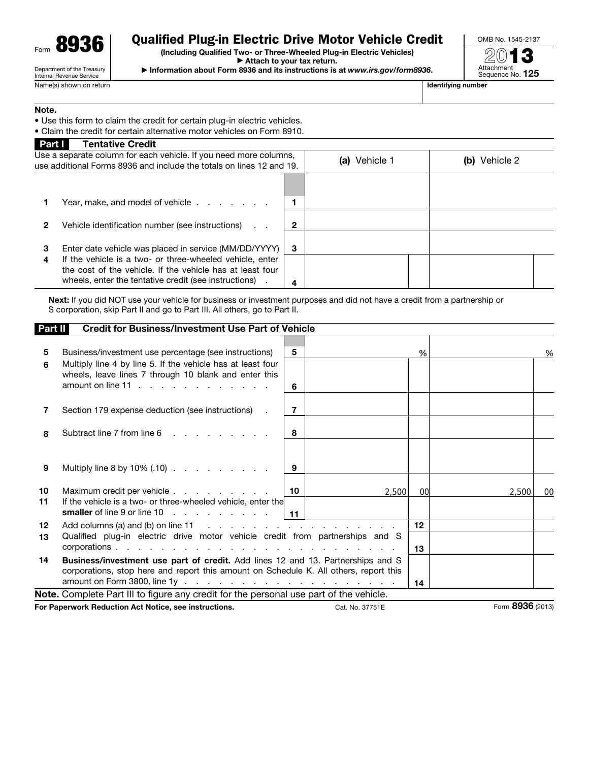Form **8936**

Department of the Treasury
Internal Revenue Service

# Qualified Plug-in Electric Drive Motor Vehicle Credit

**(Including Qualified Two- or Three-Wheeled Plug-in Electric Vehicles)**

**► Attach to your tax return.**

**► Information about Form 8936 and its instructions is at *www.irs.gov/form8936*.**

OMB No. 1545-2137

**2013**

Attachment Sequence No. **125**

Name(s) shown on return | **Identifying number**

**Note.**

- Use this form to claim the credit for certain plug-in electric vehicles.
- Claim the credit for certain alternative motor vehicles on Form 8910.

## Part I Tentative Credit

| Use a separate column for each vehicle. If you need more columns, use additional Forms 8936 and include the totals on lines 12 and 19. | | **(a)** Vehicle 1 | **(b)** Vehicle 2 |
|---|---|---|---|
| **1** Year, make, and model of vehicle . . . . . . . | **1** | | |
| **2** Vehicle identification number (see instructions) . . | **2** | | |
| **3** Enter date vehicle was placed in service (MM/DD/YYYY) | **3** | | |
| **4** If the vehicle is a two- or three-wheeled vehicle, enter the cost of the vehicle. If the vehicle has at least four wheels, enter the tentative credit (see instructions) . | **4** | | |

**Next:** If you did NOT use your vehicle for business or investment purposes and did not have a credit from a partnership or S corporation, skip Part II and go to Part III. All others, go to Part II.

## Part II Credit for Business/Investment Use Part of Vehicle

| | | | |
|---|---|---|---|
| **5** Business/investment use percentage (see instructions) | **5** | % | % |
| **6** Multiply line 4 by line 5. If the vehicle has at least four wheels, leave lines 7 through 10 blank and enter this amount on line 11 . . . . . . . . . . . . . | **6** | | |
| **7** Section 179 expense deduction (see instructions) . | **7** | | |
| **8** Subtract line 7 from line 6 . . . . . . . . . | **8** | | |
| **9** Multiply line 8 by 10% (.10) . . . . . . . . . . | **9** | | |
| **10** Maximum credit per vehicle . . . . . . . . . . | **10** | 2,500 00 | 2,500 00 |
| **11** If the vehicle is a two- or three-wheeled vehicle, enter the **smaller** of line 9 or line 10 . . . . . . . . . | **11** | | |

| | | |
|---|---|---|
| **12** Add columns (a) and (b) on line 11 . . . . . . . . . . . . . . . . . . . . | **12** | |
| **13** Qualified plug-in electric drive motor vehicle credit from partnerships and S corporations . . . . . . . . . . . . . . . . . . . . . . . . . . . . | **13** | |
| **14** **Business/investment use part of credit.** Add lines 12 and 13. Partnerships and S corporations, stop here and report this amount on Schedule K. All others, report this amount on Form 3800, line 1y . . . . . . . . . . . . . . . . . . . . | **14** | |

**Note.** Complete Part III to figure any credit for the personal use part of the vehicle.

**For Paperwork Reduction Act Notice, see instructions.** Cat. No. 37751E Form **8936** (2013)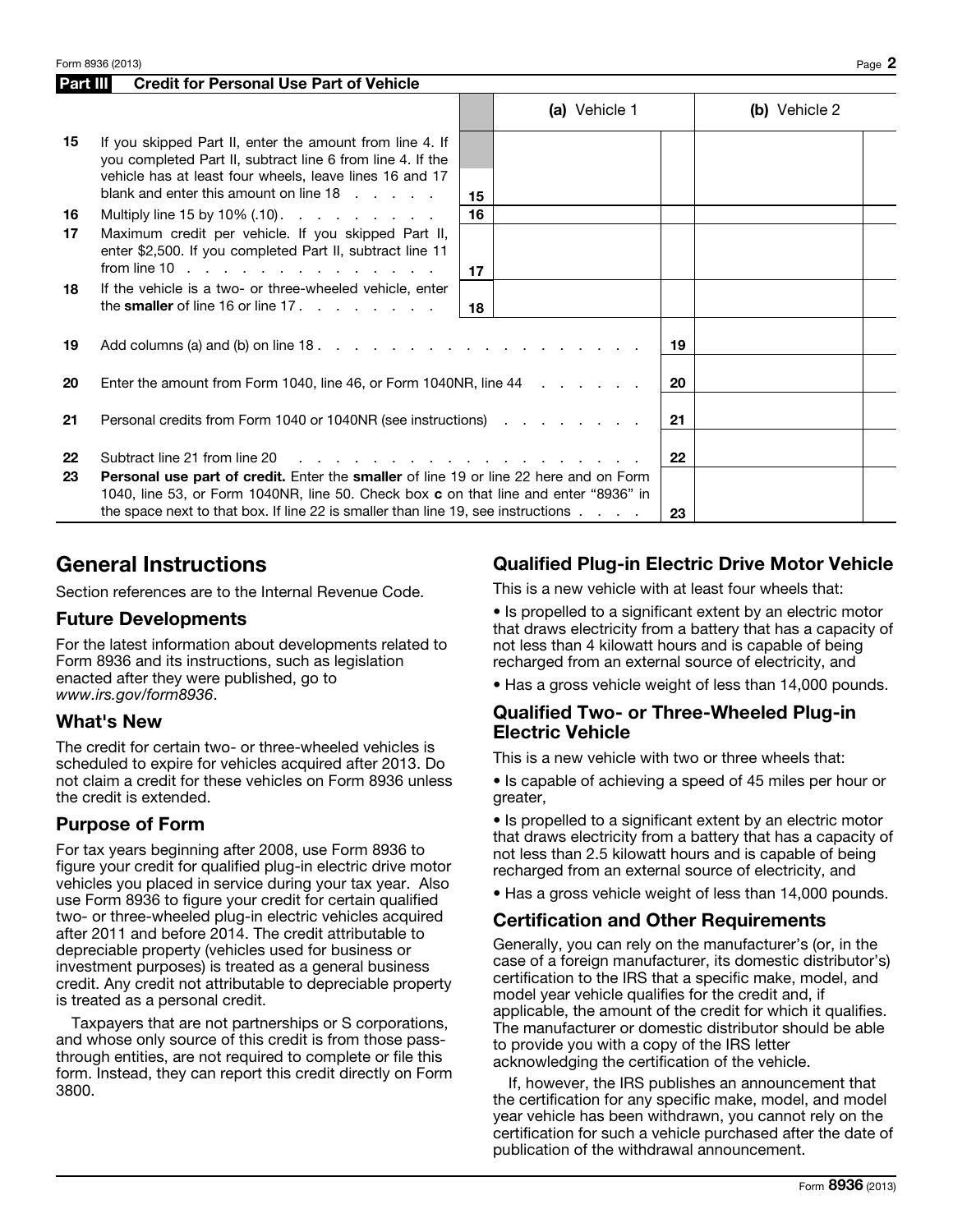## Part III Credit for Personal Use Part of Vehicle

| | | | (a) Vehicle 1 | (b) Vehicle 2 |
|---|---|---|---|---|
| 15 | If you skipped Part II, enter the amount from line 4. If you completed Part II, subtract line 6 from line 4. If the vehicle has at least four wheels, leave lines 16 and 17 blank and enter this amount on line 18 | 15 | | |
| 16 | Multiply line 15 by 10% (.10) | 16 | | |
| 17 | Maximum credit per vehicle. If you skipped Part II, enter $2,500. If you completed Part II, subtract line 11 from line 10 | 17 | | |
| 18 | If the vehicle is a two- or three-wheeled vehicle, enter the **smaller** of line 16 or line 17 | 18 | | |

| | | | |
|---|---|---|---|
| 19 | Add columns (a) and (b) on line 18 | 19 | |
| 20 | Enter the amount from Form 1040, line 46, or Form 1040NR, line 44 | 20 | |
| 21 | Personal credits from Form 1040 or 1040NR (see instructions) | 21 | |
| 22 | Subtract line 21 from line 20 | 22 | |
| 23 | **Personal use part of credit.** Enter the **smaller** of line 19 or line 22 here and on Form 1040, line 53, or Form 1040NR, line 50. Check box **c** on that line and enter "8936" in the space next to that box. If line 22 is smaller than line 19, see instructions | 23 | |

# General Instructions

Section references are to the Internal Revenue Code.

## Future Developments

For the latest information about developments related to Form 8936 and its instructions, such as legislation enacted after they were published, go to *www.irs.gov/form8936*.

## What's New

The credit for certain two- or three-wheeled vehicles is scheduled to expire for vehicles acquired after 2013. Do not claim a credit for these vehicles on Form 8936 unless the credit is extended.

## Purpose of Form

For tax years beginning after 2008, use Form 8936 to figure your credit for qualified plug-in electric drive motor vehicles you placed in service during your tax year. Also use Form 8936 to figure your credit for certain qualified two- or three-wheeled plug-in electric vehicles acquired after 2011 and before 2014. The credit attributable to depreciable property (vehicles used for business or investment purposes) is treated as a general business credit. Any credit not attributable to depreciable property is treated as a personal credit.

Taxpayers that are not partnerships or S corporations, and whose only source of this credit is from those pass-through entities, are not required to complete or file this form. Instead, they can report this credit directly on Form 3800.

## Qualified Plug-in Electric Drive Motor Vehicle

This is a new vehicle with at least four wheels that:

- Is propelled to a significant extent by an electric motor that draws electricity from a battery that has a capacity of not less than 4 kilowatt hours and is capable of being recharged from an external source of electricity, and
- Has a gross vehicle weight of less than 14,000 pounds.

## Qualified Two- or Three-Wheeled Plug-in Electric Vehicle

This is a new vehicle with two or three wheels that:

- Is capable of achieving a speed of 45 miles per hour or greater,
- Is propelled to a significant extent by an electric motor that draws electricity from a battery that has a capacity of not less than 2.5 kilowatt hours and is capable of being recharged from an external source of electricity, and
- Has a gross vehicle weight of less than 14,000 pounds.

## Certification and Other Requirements

Generally, you can rely on the manufacturer's (or, in the case of a foreign manufacturer, its domestic distributor's) certification to the IRS that a specific make, model, and model year vehicle qualifies for the credit and, if applicable, the amount of the credit for which it qualifies. The manufacturer or domestic distributor should be able to provide you with a copy of the IRS letter acknowledging the certification of the vehicle.

If, however, the IRS publishes an announcement that the certification for any specific make, model, and model year vehicle has been withdrawn, you cannot rely on the certification for such a vehicle purchased after the date of publication of the withdrawal announcement.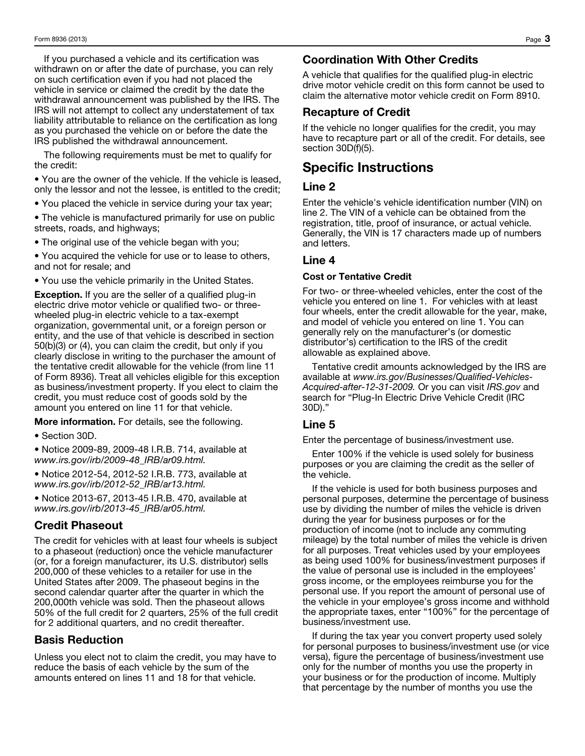If you purchased a vehicle and its certification was withdrawn on or after the date of purchase, you can rely on such certification even if you had not placed the vehicle in service or claimed the credit by the date the withdrawal announcement was published by the IRS. The IRS will not attempt to collect any understatement of tax liability attributable to reliance on the certification as long as you purchased the vehicle on or before the date the IRS published the withdrawal announcement.

The following requirements must be met to qualify for the credit:

- You are the owner of the vehicle. If the vehicle is leased, only the lessor and not the lessee, is entitled to the credit;
- You placed the vehicle in service during your tax year;
- The vehicle is manufactured primarily for use on public streets, roads, and highways;
- The original use of the vehicle began with you;
- You acquired the vehicle for use or to lease to others, and not for resale; and
- You use the vehicle primarily in the United States.

**Exception.** If you are the seller of a qualified plug-in electric drive motor vehicle or qualified two- or three-wheeled plug-in electric vehicle to a tax-exempt organization, governmental unit, or a foreign person or entity, and the use of that vehicle is described in section 50(b)(3) or (4), you can claim the credit, but only if you clearly disclose in writing to the purchaser the amount of the tentative credit allowable for the vehicle (from line 11 of Form 8936). Treat all vehicles eligible for this exception as business/investment property. If you elect to claim the credit, you must reduce cost of goods sold by the amount you entered on line 11 for that vehicle.

**More information.** For details, see the following.

- Section 30D.
- Notice 2009-89, 2009-48 I.R.B. 714, available at *www.irs.gov/irb/2009-48_IRB/ar09.html.*
- Notice 2012-54, 2012-52 I.R.B. 773, available at *www.irs.gov/irb/2012-52_IRB/ar13.html.*
- Notice 2013-67, 2013-45 I.R.B. 470, available at *www.irs.gov/irb/2013-45_IRB/ar05.html.*

### Credit Phaseout

The credit for vehicles with at least four wheels is subject to a phaseout (reduction) once the vehicle manufacturer (or, for a foreign manufacturer, its U.S. distributor) sells 200,000 of these vehicles to a retailer for use in the United States after 2009. The phaseout begins in the second calendar quarter after the quarter in which the 200,000th vehicle was sold. Then the phaseout allows 50% of the full credit for 2 quarters, 25% of the full credit for 2 additional quarters, and no credit thereafter.

### Basis Reduction

Unless you elect not to claim the credit, you may have to reduce the basis of each vehicle by the sum of the amounts entered on lines 11 and 18 for that vehicle.

### Coordination With Other Credits

A vehicle that qualifies for the qualified plug-in electric drive motor vehicle credit on this form cannot be used to claim the alternative motor vehicle credit on Form 8910.

### Recapture of Credit

If the vehicle no longer qualifies for the credit, you may have to recapture part or all of the credit. For details, see section 30D(f)(5).

## Specific Instructions

### Line 2

Enter the vehicle's vehicle identification number (VIN) on line 2. The VIN of a vehicle can be obtained from the registration, title, proof of insurance, or actual vehicle. Generally, the VIN is 17 characters made up of numbers and letters.

### Line 4

#### Cost or Tentative Credit

For two- or three-wheeled vehicles, enter the cost of the vehicle you entered on line 1. For vehicles with at least four wheels, enter the credit allowable for the year, make, and model of vehicle you entered on line 1. You can generally rely on the manufacturer's (or domestic distributor's) certification to the IRS of the credit allowable as explained above.

Tentative credit amounts acknowledged by the IRS are available at *www.irs.gov/Businesses/Qualified-Vehicles-Acquired-after-12-31-2009.* Or you can visit *IRS.gov* and search for "Plug-In Electric Drive Vehicle Credit (IRC 30D)."

### Line 5

Enter the percentage of business/investment use.

Enter 100% if the vehicle is used solely for business purposes or you are claiming the credit as the seller of the vehicle.

If the vehicle is used for both business purposes and personal purposes, determine the percentage of business use by dividing the number of miles the vehicle is driven during the year for business purposes or for the production of income (not to include any commuting mileage) by the total number of miles the vehicle is driven for all purposes. Treat vehicles used by your employees as being used 100% for business/investment purposes if the value of personal use is included in the employees' gross income, or the employees reimburse you for the personal use. If you report the amount of personal use of the vehicle in your employee's gross income and withhold the appropriate taxes, enter "100%" for the percentage of business/investment use.

If during the tax year you convert property used solely for personal purposes to business/investment use (or vice versa), figure the percentage of business/investment use only for the number of months you use the property in your business or for the production of income. Multiply that percentage by the number of months you use the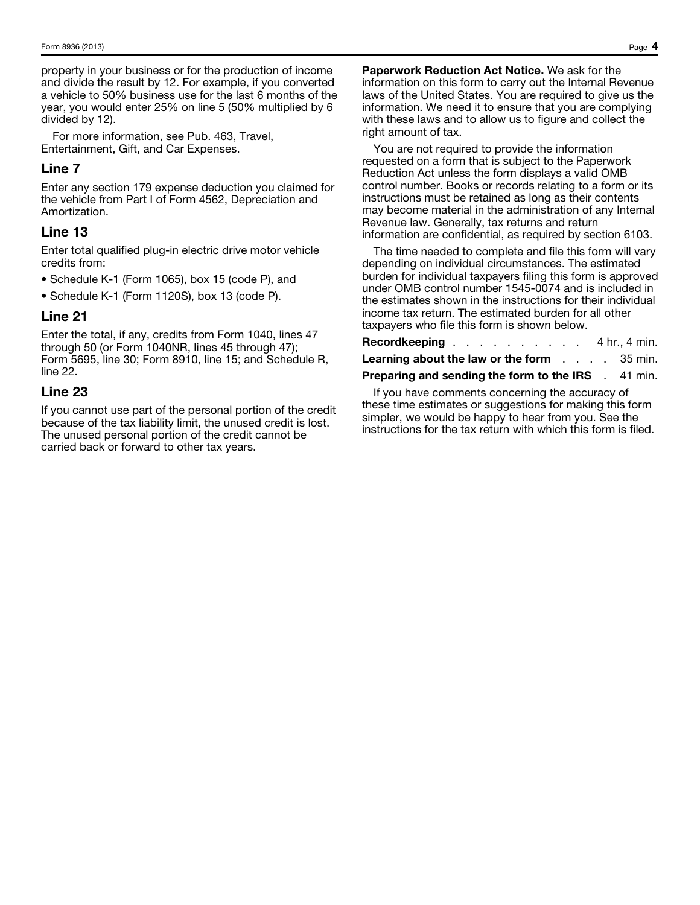property in your business or for the production of income and divide the result by 12. For example, if you converted a vehicle to 50% business use for the last 6 months of the year, you would enter 25% on line 5 (50% multiplied by 6 divided by 12).

For more information, see Pub. 463, Travel, Entertainment, Gift, and Car Expenses.

## Line 7

Enter any section 179 expense deduction you claimed for the vehicle from Part I of Form 4562, Depreciation and Amortization.

## Line 13

Enter total qualified plug-in electric drive motor vehicle credits from:

- Schedule K-1 (Form 1065), box 15 (code P), and
- Schedule K-1 (Form 1120S), box 13 (code P).

## Line 21

Enter the total, if any, credits from Form 1040, lines 47 through 50 (or Form 1040NR, lines 45 through 47); Form 5695, line 30; Form 8910, line 15; and Schedule R, line 22.

## Line 23

If you cannot use part of the personal portion of the credit because of the tax liability limit, the unused credit is lost. The unused personal portion of the credit cannot be carried back or forward to other tax years.

**Paperwork Reduction Act Notice.** We ask for the information on this form to carry out the Internal Revenue laws of the United States. You are required to give us the information. We need it to ensure that you are complying with these laws and to allow us to figure and collect the right amount of tax.

You are not required to provide the information requested on a form that is subject to the Paperwork Reduction Act unless the form displays a valid OMB control number. Books or records relating to a form or its instructions must be retained as long as their contents may become material in the administration of any Internal Revenue law. Generally, tax returns and return information are confidential, as required by section 6103.

The time needed to complete and file this form will vary depending on individual circumstances. The estimated burden for individual taxpayers filing this form is approved under OMB control number 1545-0074 and is included in the estimates shown in the instructions for their individual income tax return. The estimated burden for all other taxpayers who file this form is shown below.

**Recordkeeping** . . . . . . . . . . . 4 hr., 4 min.

**Learning about the law or the form** . . . . 35 min.

**Preparing and sending the form to the IRS** . 41 min.

If you have comments concerning the accuracy of these time estimates or suggestions for making this form simpler, we would be happy to hear from you. See the instructions for the tax return with which this form is filed.